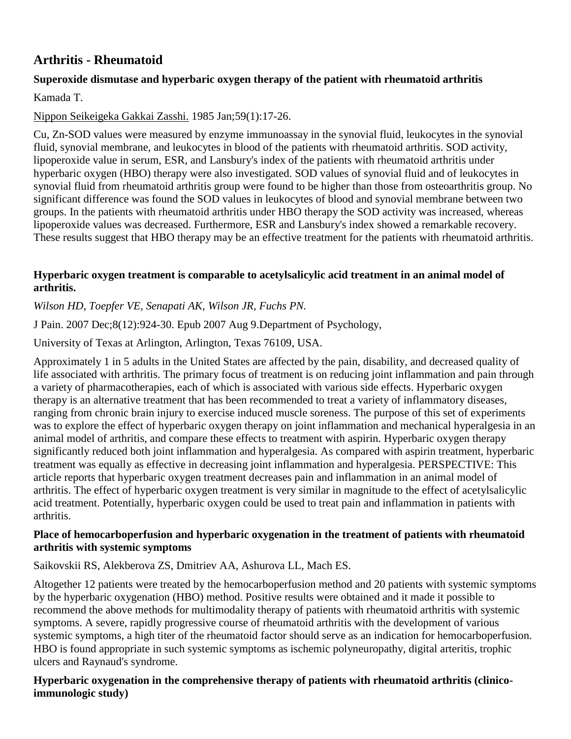# Arthritis - Rheumatoid

### Superoxide dismutase and hyperbaric oxygen therapy of the patient with rheumatoid arthritis

Kamada T.

Nippon Seikeigeka Gakkai Zasshi. 1985 Jan;59(1):17-26.

Cu, Zn-SOD values were measured by enzyme immunoassay in the synovial fluid, leukocytes in the synovial fluid, synovial membrane, and leukocytes in blood of the patients with rheumatoid arthritis. SOD activity, lipoperoxide value in serum, ESR, and Lansbury's index of the patients with rheumatoid arthritis under hyperbaric oxygen (HBO) therapy were also investigated. SOD values of synovial fluid and of leukocytes in synovial fluid from rheumatoid arthritis group were found to be higher than those from osteoarthritis group. No significant difference was found the SOD values in leukocytes of blood and synovial membrane between two groups. In the patients with rheumatoid arthritis under HBO therapy the SOD activity was increased, whereas lipoperoxide values was decreased. Furthermore, ESR and Lansbury's index showed a remarkable recovery. These results suggest that HBO therapy may be an effective treatment for the patients with rheumatoid arthritis.

### Hyperbaric oxygen treatment is comparable to acetylsalicylic acid treatment in an animal model of arthritis.

*Wilson HD, Toepfer VE, Senapati AK, Wilson JR, Fuchs PN.*

J Pain. 2007 Dec;8(12):924-30. Epub 2007 Aug 9.Department of Psychology,

University of Texas at Arlington, Arlington, Texas 76109, USA.

Approximately 1 in 5 adults in the United States are affected by the pain, disability, and decreased quality of life associated with arthritis. The primary focus of treatment is on reducing joint inflammation and pain through a variety of pharmacotherapies, each of which is associated with various side effects. Hyperbaric oxygen therapy is an alternative treatment that has been recommended to treat a variety of inflammatory diseases, ranging from chronic brain injury to exercise induced muscle soreness. The purpose of this set of experiments was to explore the effect of hyperbaric oxygen therapy on joint inflammation and mechanical hyperalgesia in an animal model of arthritis, and compare these effects to treatment with aspirin. Hyperbaric oxygen therapy significantly reduced both joint inflammation and hyperalgesia. As compared with aspirin treatment, hyperbaric treatment was equally as effective in decreasing joint inflammation and hyperalgesia. PERSPECTIVE: This article reports that hyperbaric oxygen treatment decreases pain and inflammation in an animal model of arthritis. The effect of hyperbaric oxygen treatment is very similar in magnitude to the effect of acetylsalicylic acid treatment. Potentially, hyperbaric oxygen could be used to treat pain and inflammation in patients with arthritis.

### Place of hemocarboperfusion and hyperbaric oxygenation in the treatment of patients with rheumatoid arthritis with systemic symptoms

Saikovskii RS, Alekberova ZS, Dmitriev AA, Ashurova LL, Mach ES.

Altogether 12 patients were treated by the hemocarboperfusion method and 20 patients with systemic symptoms by the hyperbaric oxygenation (HBO) method. Positive results were obtained and it made it possible to recommend the above methods for multimodality therapy of patients with rheumatoid arthritis with systemic symptoms. A severe, rapidly progressive course of rheumatoid arthritis with the development of various systemic symptoms, a high titer of the rheumatoid factor should serve as an indication for hemocarboperfusion. HBO is found appropriate in such systemic symptoms as ischemic polyneuropathy, digital arteritis, trophic ulcers and Raynaud's syndrome.

### Hyperbaric oxygenation in the comprehensive therapy of patients with rheumatoid arthritis (clinico-immunologic study)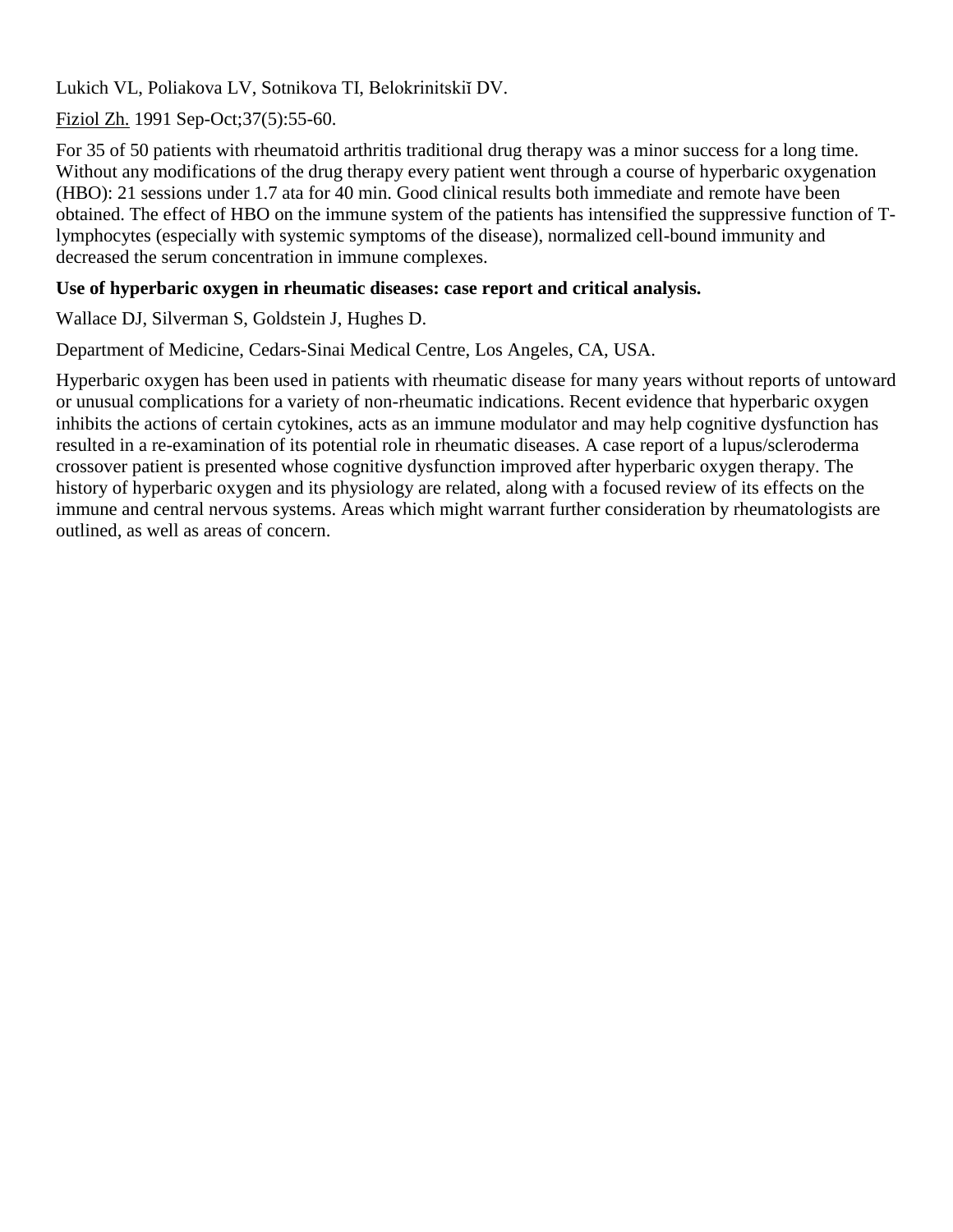Lukich VL, Poliakova LV, Sotnikova TI, Belokrinitskiĭ DV.

Fiziol Zh. 1991 Sep-Oct;37(5):55-60.

For 35 of 50 patients with rheumatoid arthritis traditional drug therapy was a minor success for a long time. Without any modifications of the drug therapy every patient went through a course of hyperbaric oxygenation (HBO): 21 sessions under 1.7 ata for 40 min. Good clinical results both immediate and remote have been obtained. The effect of HBO on the immune system of the patients has intensified the suppressive function of T-lymphocytes (especially with systemic symptoms of the disease), normalized cell-bound immunity and decreased the serum concentration in immune complexes.

**Use of hyperbaric oxygen in rheumatic diseases: case report and critical analysis.**

Wallace DJ, Silverman S, Goldstein J, Hughes D.

Department of Medicine, Cedars-Sinai Medical Centre, Los Angeles, CA, USA.

Hyperbaric oxygen has been used in patients with rheumatic disease for many years without reports of untoward or unusual complications for a variety of non-rheumatic indications. Recent evidence that hyperbaric oxygen inhibits the actions of certain cytokines, acts as an immune modulator and may help cognitive dysfunction has resulted in a re-examination of its potential role in rheumatic diseases. A case report of a lupus/scleroderma crossover patient is presented whose cognitive dysfunction improved after hyperbaric oxygen therapy. The history of hyperbaric oxygen and its physiology are related, along with a focused review of its effects on the immune and central nervous systems. Areas which might warrant further consideration by rheumatologists are outlined, as well as areas of concern.